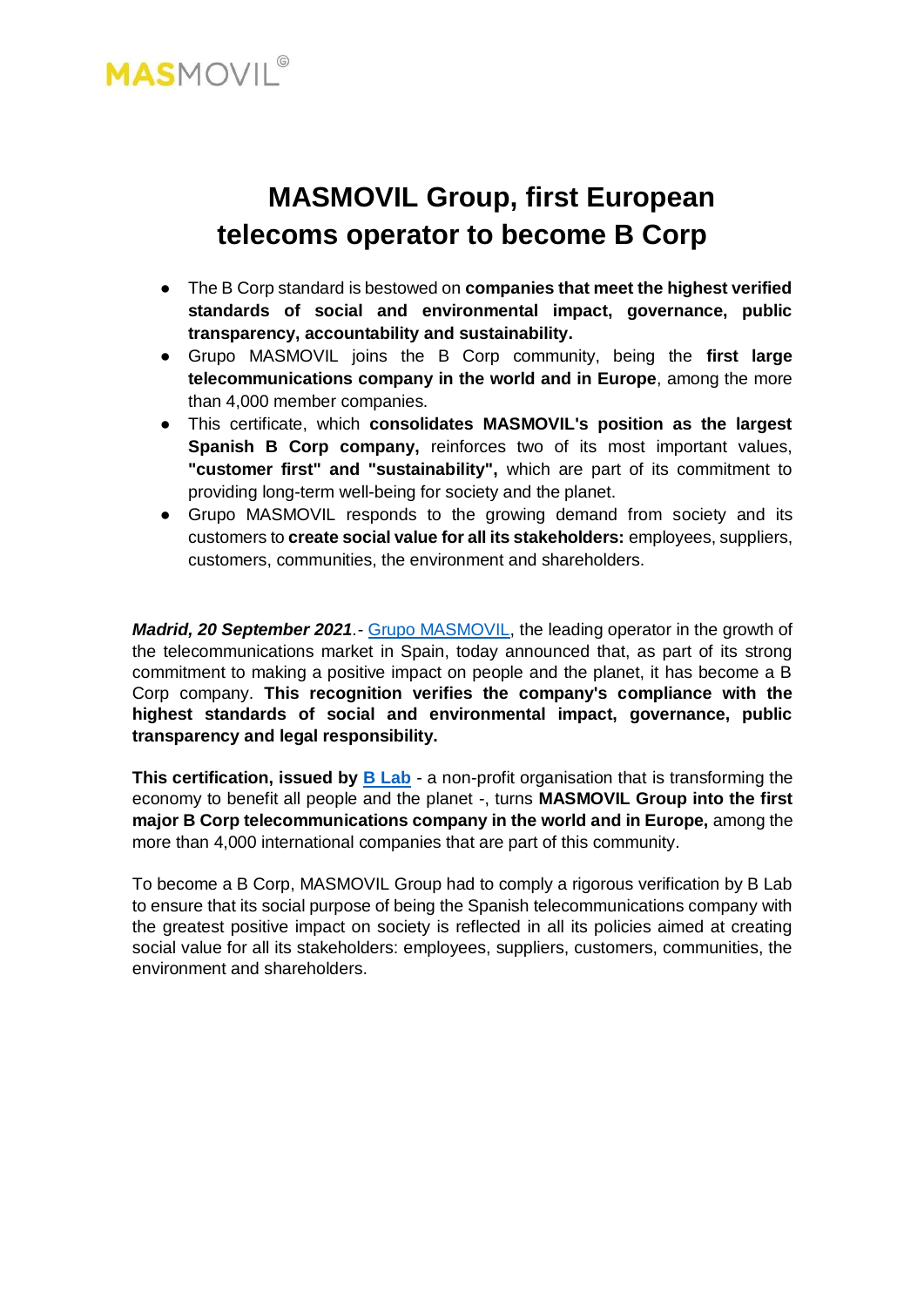MASMOVIL®

# MASMOVIL Group, first European telecoms operator to become B Corp

- The B Corp standard is bestowed on **companies that meet the highest verified standards of social and environmental impact, governance, public transparency, accountability and sustainability.**
- Grupo MASMOVIL joins the B Corp community, being the **first large telecommunications company in the world and in Europe**, among the more than 4,000 member companies.
- This certificate, which **consolidates MASMOVIL's position as the largest Spanish B Corp company,** reinforces two of its most important values, **"customer first" and "sustainability",** which are part of its commitment to providing long-term well-being for society and the planet.
- Grupo MASMOVIL responds to the growing demand from society and its customers to **create social value for all its stakeholders:** employees, suppliers, customers, communities, the environment and shareholders.

***Madrid, 20 September 2021***.- Grupo MASMOVIL, the leading operator in the growth of the telecommunications market in Spain, today announced that, as part of its strong commitment to making a positive impact on people and the planet, it has become a B Corp company. **This recognition verifies the company's compliance with the highest standards of social and environmental impact, governance, public transparency and legal responsibility.**

**This certification, issued by B Lab** - a non-profit organisation that is transforming the economy to benefit all people and the planet -, turns **MASMOVIL Group into the first major B Corp telecommunications company in the world and in Europe,** among the more than 4,000 international companies that are part of this community.

To become a B Corp, MASMOVIL Group had to comply a rigorous verification by B Lab to ensure that its social purpose of being the Spanish telecommunications company with the greatest positive impact on society is reflected in all its policies aimed at creating social value for all its stakeholders: employees, suppliers, customers, communities, the environment and shareholders.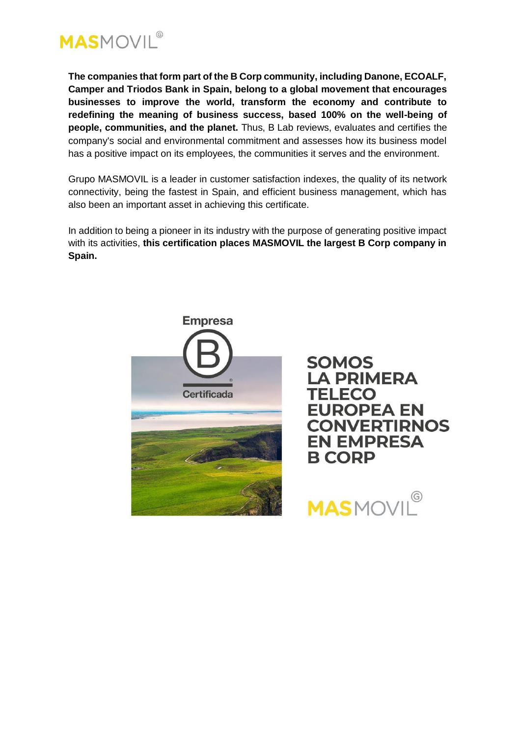**The companies that form part of the B Corp community, including Danone, ECOALF, Camper and Triodos Bank in Spain, belong to a global movement that encourages businesses to improve the world, transform the economy and contribute to redefining the meaning of business success, based 100% on the well-being of people, communities, and the planet.** Thus, B Lab reviews, evaluates and certifies the company's social and environmental commitment and assesses how its business model has a positive impact on its employees, the communities it serves and the environment.

Grupo MASMOVIL is a leader in customer satisfaction indexes, the quality of its network connectivity, being the fastest in Spain, and efficient business management, which has also been an important asset in achieving this certificate.

In addition to being a pioneer in its industry with the purpose of generating positive impact with its activities, **this certification places MASMOVIL the largest B Corp company in Spain.**

Empresa B Certificada

SOMOS LA PRIMERA TELECO EUROPEA EN CONVERTIRNOS EN EMPRESA B CORP

MASMOVIL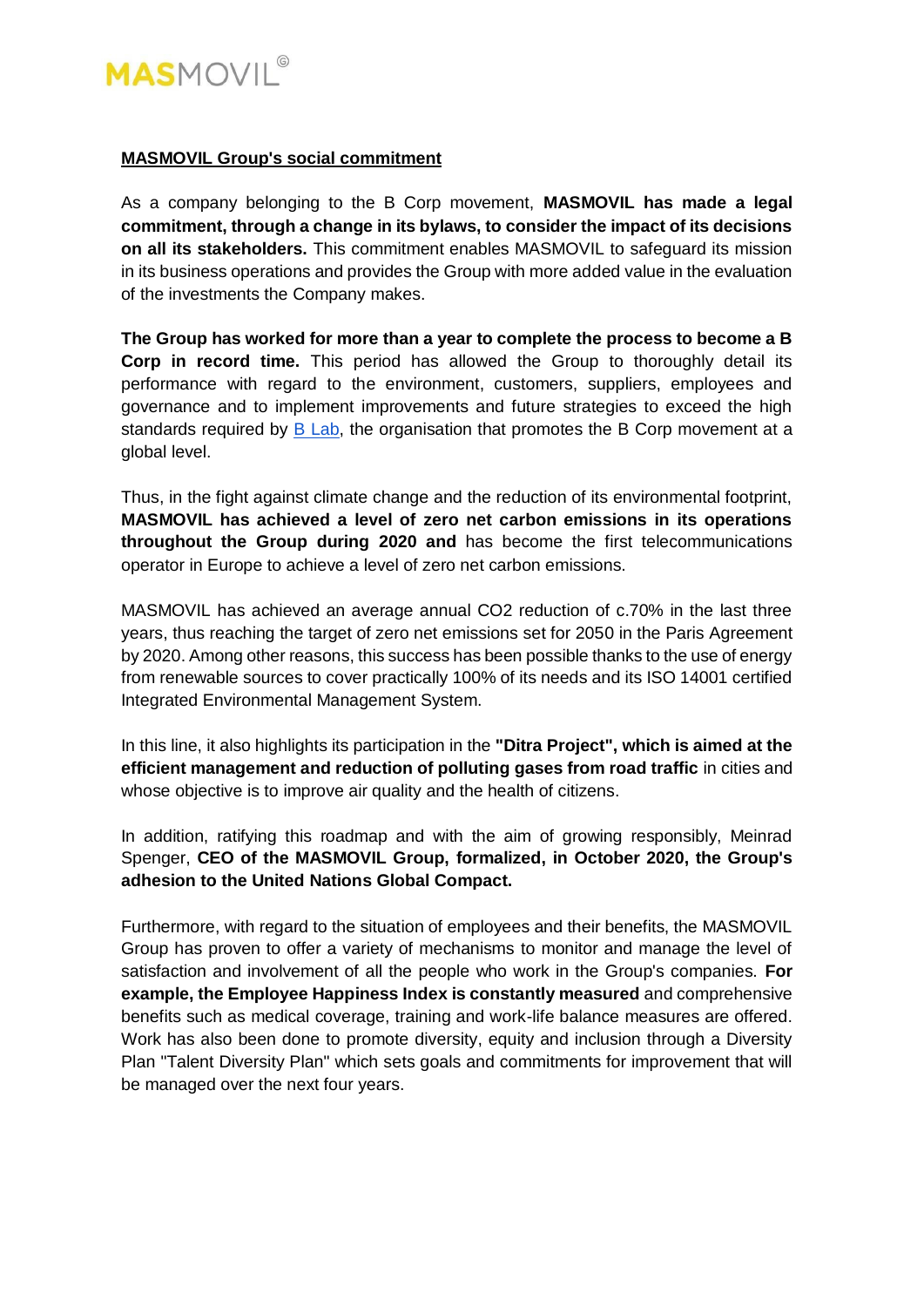## MASMOVIL Group's social commitment

As a company belonging to the B Corp movement, **MASMOVIL has made a legal commitment, through a change in its bylaws, to consider the impact of its decisions on all its stakeholders.** This commitment enables MASMOVIL to safeguard its mission in its business operations and provides the Group with more added value in the evaluation of the investments the Company makes.

**The Group has worked for more than a year to complete the process to become a B Corp in record time.** This period has allowed the Group to thoroughly detail its performance with regard to the environment, customers, suppliers, employees and governance and to implement improvements and future strategies to exceed the high standards required by B Lab, the organisation that promotes the B Corp movement at a global level.

Thus, in the fight against climate change and the reduction of its environmental footprint, **MASMOVIL has achieved a level of zero net carbon emissions in its operations throughout the Group during 2020 and** has become the first telecommunications operator in Europe to achieve a level of zero net carbon emissions.

MASMOVIL has achieved an average annual $CO_2$ reduction of c.70% in the last three years, thus reaching the target of zero net emissions set for 2050 in the Paris Agreement by 2020. Among other reasons, this success has been possible thanks to the use of energy from renewable sources to cover practically 100% of its needs and its ISO 14001 certified Integrated Environmental Management System.

In this line, it also highlights its participation in the **"Ditra Project", which is aimed at the efficient management and reduction of polluting gases from road traffic** in cities and whose objective is to improve air quality and the health of citizens.

In addition, ratifying this roadmap and with the aim of growing responsibly, Meinrad Spenger, **CEO of the MASMOVIL Group, formalized, in October 2020, the Group's adhesion to the United Nations Global Compact.**

Furthermore, with regard to the situation of employees and their benefits, the MASMOVIL Group has proven to offer a variety of mechanisms to monitor and manage the level of satisfaction and involvement of all the people who work in the Group's companies. **For example, the Employee Happiness Index is constantly measured** and comprehensive benefits such as medical coverage, training and work-life balance measures are offered. Work has also been done to promote diversity, equity and inclusion through a Diversity Plan "Talent Diversity Plan" which sets goals and commitments for improvement that will be managed over the next four years.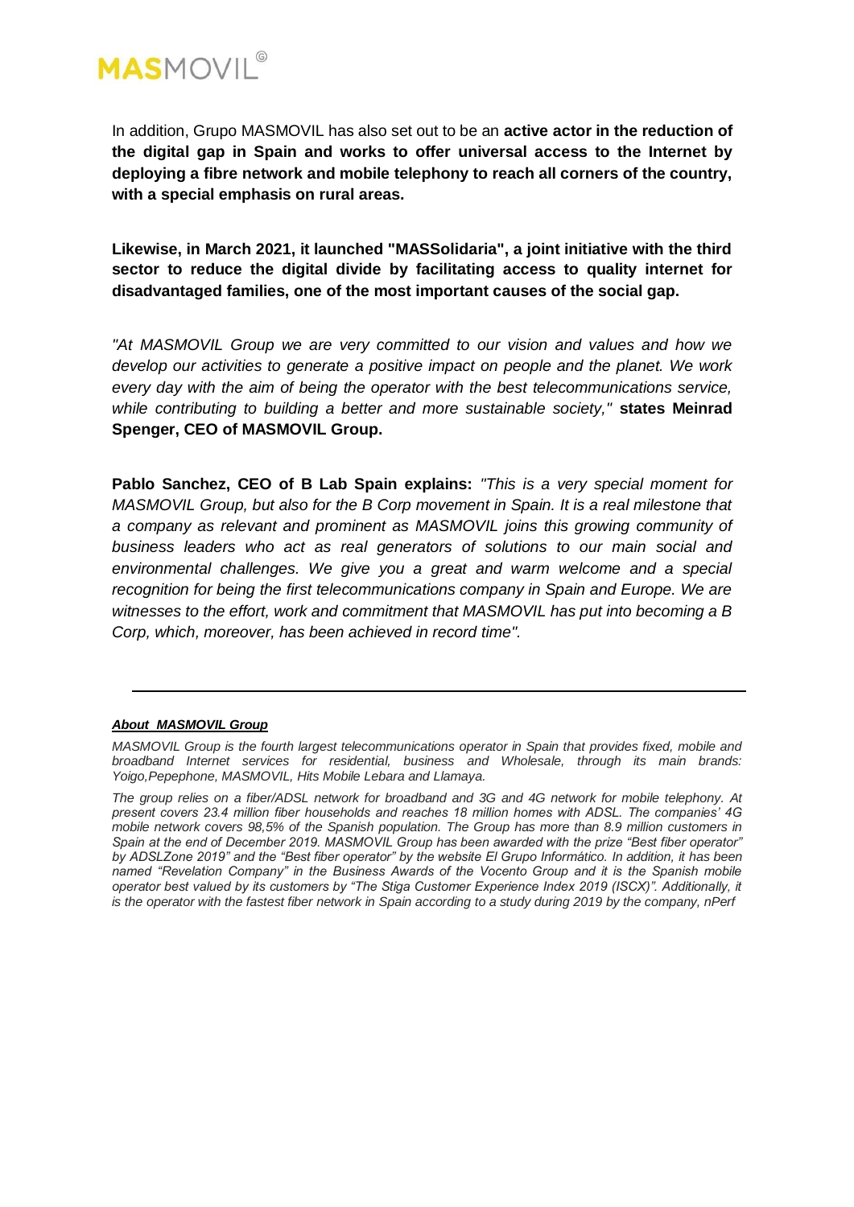In addition, Grupo MASMOVIL has also set out to be an **active actor in the reduction of the digital gap in Spain and works to offer universal access to the Internet by deploying a fibre network and mobile telephony to reach all corners of the country, with a special emphasis on rural areas.**

**Likewise, in March 2021, it launched "MASSolidaria", a joint initiative with the third sector to reduce the digital divide by facilitating access to quality internet for disadvantaged families, one of the most important causes of the social gap.**

*"At MASMOVIL Group we are very committed to our vision and values and how we develop our activities to generate a positive impact on people and the planet. We work every day with the aim of being the operator with the best telecommunications service, while contributing to building a better and more sustainable society,"* **states Meinrad Spenger, CEO of MASMOVIL Group.**

**Pablo Sanchez, CEO of B Lab Spain explains:** *"This is a very special moment for MASMOVIL Group, but also for the B Corp movement in Spain. It is a real milestone that a company as relevant and prominent as MASMOVIL joins this growing community of business leaders who act as real generators of solutions to our main social and environmental challenges. We give you a great and warm welcome and a special recognition for being the first telecommunications company in Spain and Europe. We are witnesses to the effort, work and commitment that MASMOVIL has put into becoming a B Corp, which, moreover, has been achieved in record time".*

---

***About MASMOVIL Group***

*MASMOVIL Group is the fourth largest telecommunications operator in Spain that provides fixed, mobile and broadband Internet services for residential, business and Wholesale, through its main brands: Yoigo,Pepephone, MASMOVIL, Hits Mobile Lebara and Llamaya.*

*The group relies on a fiber/ADSL network for broadband and 3G and 4G network for mobile telephony. At present covers 23.4 million fiber households and reaches 18 million homes with ADSL. The companies' 4G mobile network covers 98,5% of the Spanish population. The Group has more than 8.9 million customers in Spain at the end of December 2019. MASMOVIL Group has been awarded with the prize "Best fiber operator" by ADSLZone 2019" and the "Best fiber operator" by the website El Grupo Informático. In addition, it has been named "Revelation Company" in the Business Awards of the Vocento Group and it is the Spanish mobile operator best valued by its customers by "The Stiga Customer Experience Index 2019 (ISCX)". Additionally, it is the operator with the fastest fiber network in Spain according to a study during 2019 by the company, nPerf*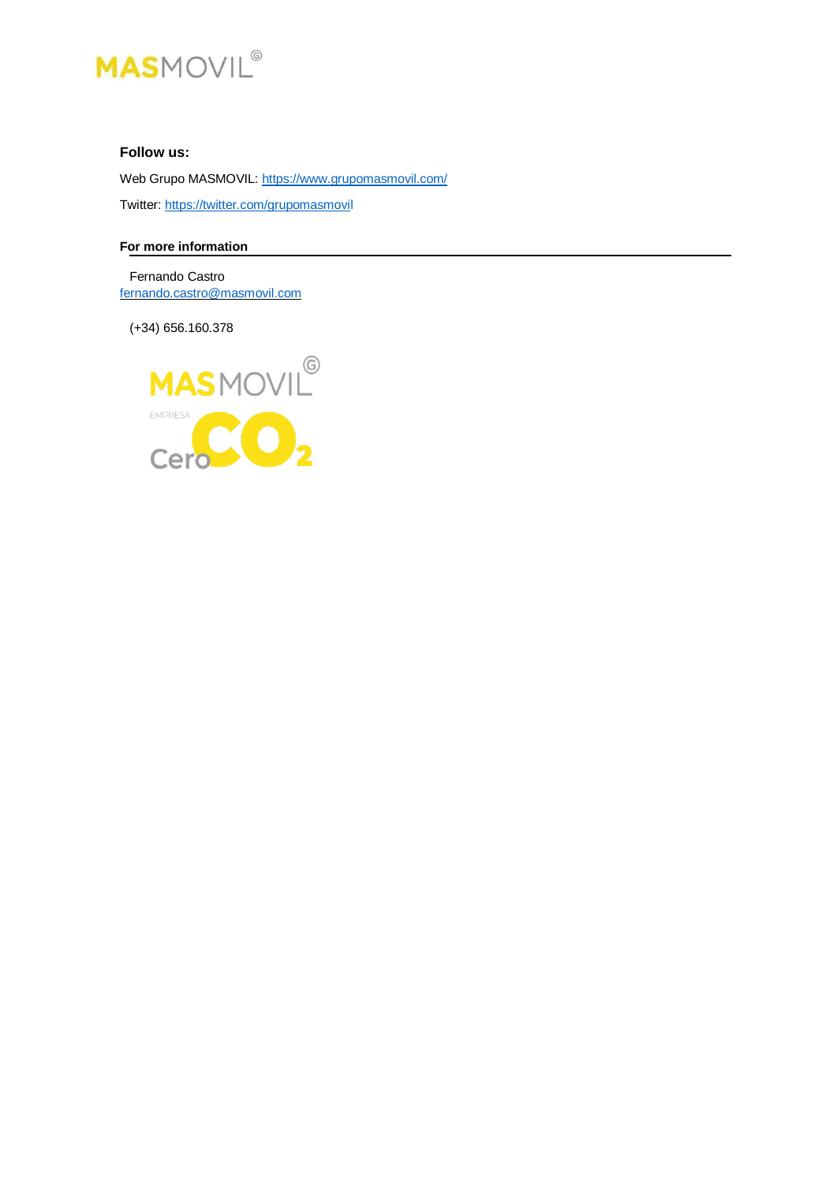**Follow us:**

Web Grupo MASMOVIL: https://www.grupomasmovil.com/

Twitter: https://twitter.com/grupomasmovil

**For more information**

Fernando Castro
fernando.castro@masmovil.com

(+34) 656.160.378